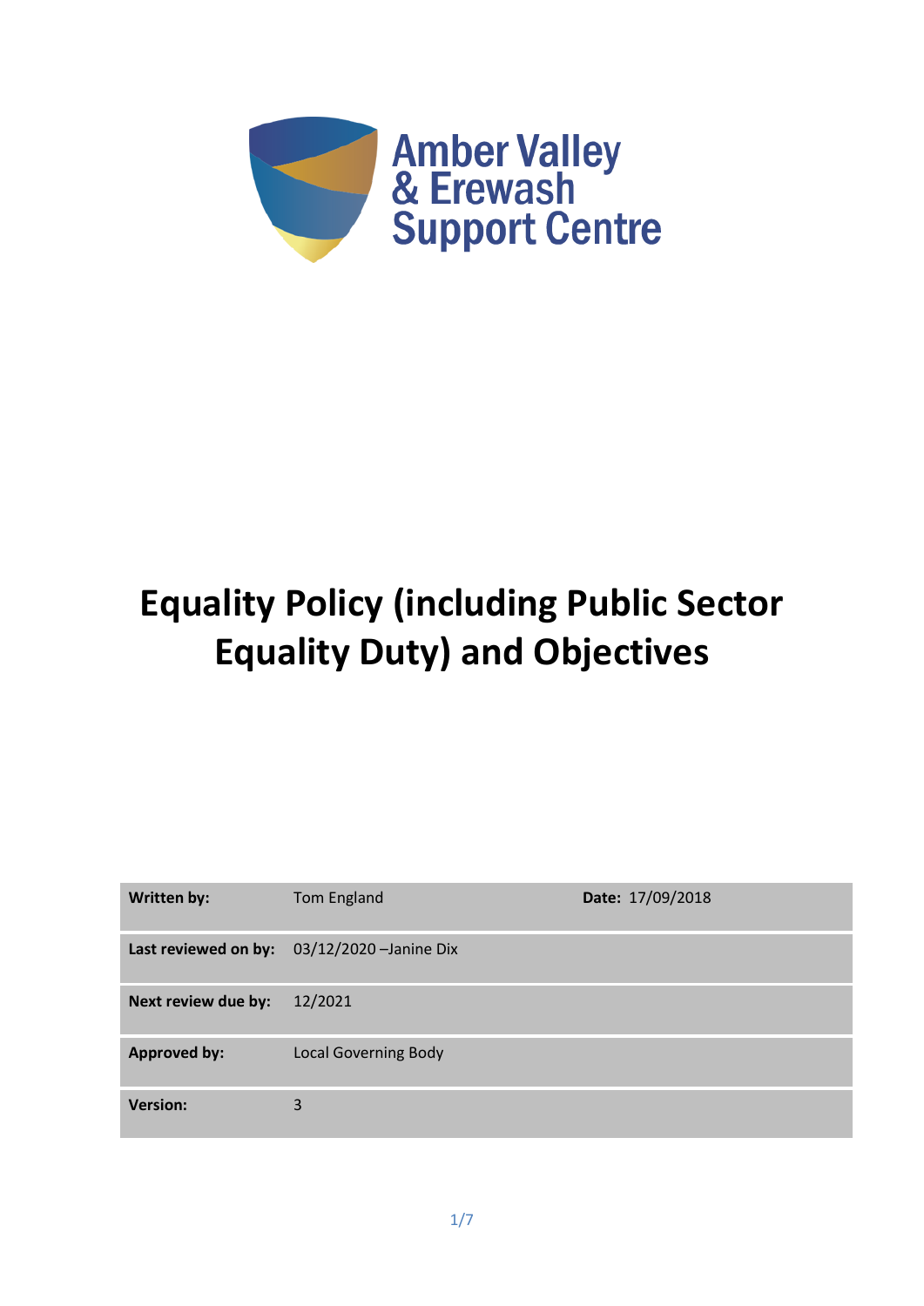Amber Valley & Erewash Support Centre

# Equality Policy (including Public Sector Equality Duty) and Objectives

| | | |
|---|---|---|
| **Written by:** | Tom England | **Date:** 17/09/2018 |
| **Last reviewed on by:** | 03/12/2020 –Janine Dix | |
| **Next review due by:** | 12/2021 | |
| **Approved by:** | Local Governing Body | |
| **Version:** | 3 | |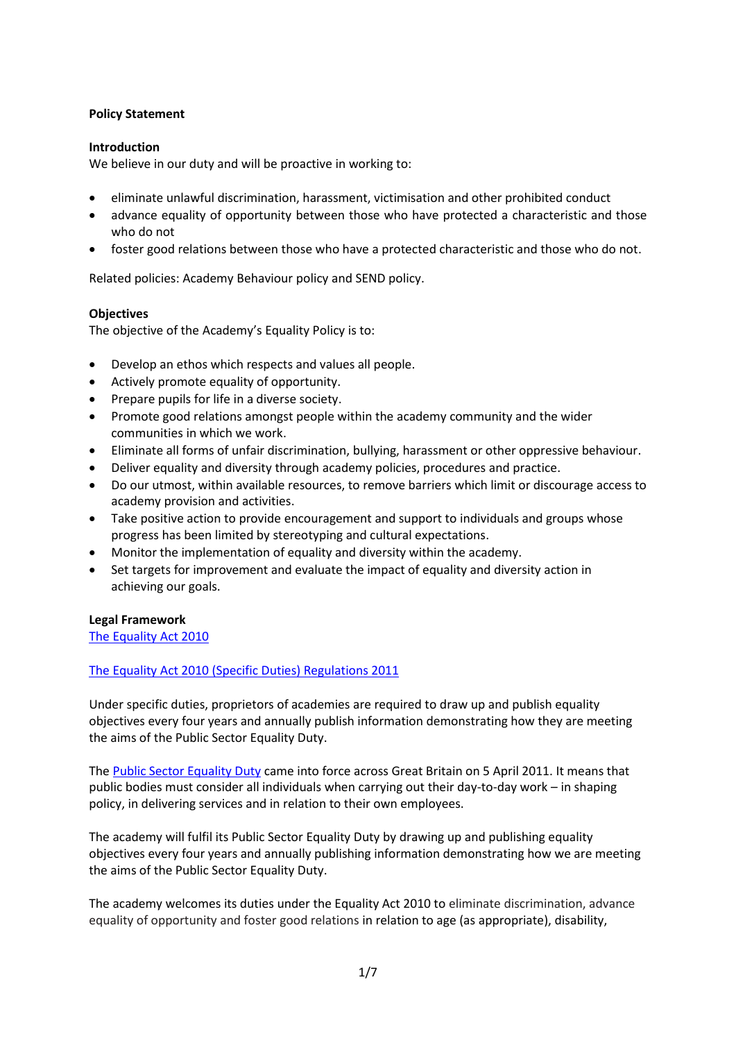**Policy Statement**

**Introduction**
We believe in our duty and will be proactive in working to:

- eliminate unlawful discrimination, harassment, victimisation and other prohibited conduct
- advance equality of opportunity between those who have protected a characteristic and those who do not
- foster good relations between those who have a protected characteristic and those who do not.

Related policies: Academy Behaviour policy and SEND policy.

**Objectives**
The objective of the Academy's Equality Policy is to:

- Develop an ethos which respects and values all people.
- Actively promote equality of opportunity.
- Prepare pupils for life in a diverse society.
- Promote good relations amongst people within the academy community and the wider communities in which we work.
- Eliminate all forms of unfair discrimination, bullying, harassment or other oppressive behaviour.
- Deliver equality and diversity through academy policies, procedures and practice.
- Do our utmost, within available resources, to remove barriers which limit or discourage access to academy provision and activities.
- Take positive action to provide encouragement and support to individuals and groups whose progress has been limited by stereotyping and cultural expectations.
- Monitor the implementation of equality and diversity within the academy.
- Set targets for improvement and evaluate the impact of equality and diversity action in achieving our goals.

**Legal Framework**
The Equality Act 2010

The Equality Act 2010 (Specific Duties) Regulations 2011

Under specific duties, proprietors of academies are required to draw up and publish equality objectives every four years and annually publish information demonstrating how they are meeting the aims of the Public Sector Equality Duty.

The Public Sector Equality Duty came into force across Great Britain on 5 April 2011. It means that public bodies must consider all individuals when carrying out their day-to-day work – in shaping policy, in delivering services and in relation to their own employees.

The academy will fulfil its Public Sector Equality Duty by drawing up and publishing equality objectives every four years and annually publishing information demonstrating how we are meeting the aims of the Public Sector Equality Duty.

The academy welcomes its duties under the Equality Act 2010 to eliminate discrimination, advance equality of opportunity and foster good relations in relation to age (as appropriate), disability,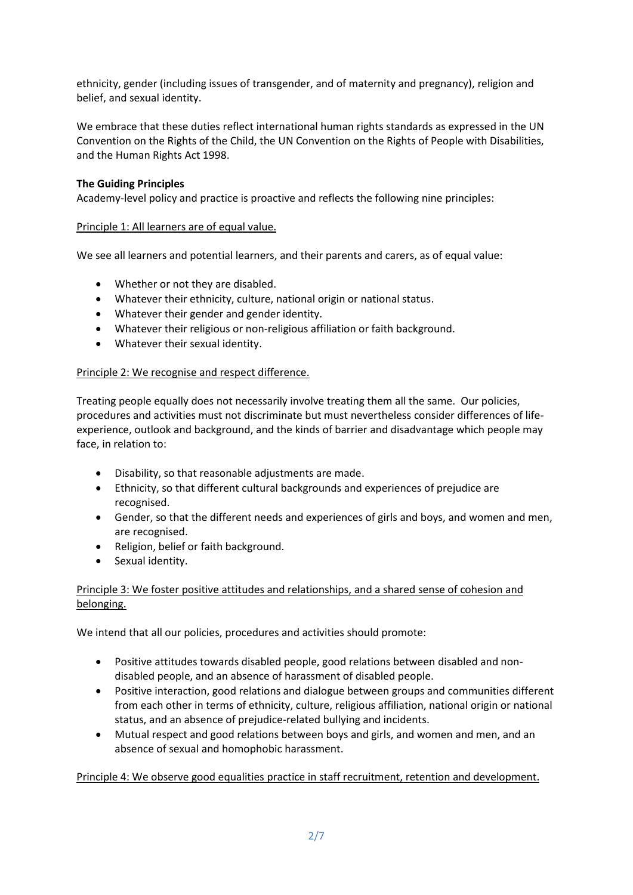ethnicity, gender (including issues of transgender, and of maternity and pregnancy), religion and belief, and sexual identity.

We embrace that these duties reflect international human rights standards as expressed in the UN Convention on the Rights of the Child, the UN Convention on the Rights of People with Disabilities, and the Human Rights Act 1998.

**The Guiding Principles**

Academy-level policy and practice is proactive and reflects the following nine principles:

Principle 1: All learners are of equal value.

We see all learners and potential learners, and their parents and carers, as of equal value:

- Whether or not they are disabled.
- Whatever their ethnicity, culture, national origin or national status.
- Whatever their gender and gender identity.
- Whatever their religious or non-religious affiliation or faith background.
- Whatever their sexual identity.

Principle 2: We recognise and respect difference.

Treating people equally does not necessarily involve treating them all the same. Our policies, procedures and activities must not discriminate but must nevertheless consider differences of life-experience, outlook and background, and the kinds of barrier and disadvantage which people may face, in relation to:

- Disability, so that reasonable adjustments are made.
- Ethnicity, so that different cultural backgrounds and experiences of prejudice are recognised.
- Gender, so that the different needs and experiences of girls and boys, and women and men, are recognised.
- Religion, belief or faith background.
- Sexual identity.

Principle 3: We foster positive attitudes and relationships, and a shared sense of cohesion and belonging.

We intend that all our policies, procedures and activities should promote:

- Positive attitudes towards disabled people, good relations between disabled and non-disabled people, and an absence of harassment of disabled people.
- Positive interaction, good relations and dialogue between groups and communities different from each other in terms of ethnicity, culture, religious affiliation, national origin or national status, and an absence of prejudice-related bullying and incidents.
- Mutual respect and good relations between boys and girls, and women and men, and an absence of sexual and homophobic harassment.

Principle 4: We observe good equalities practice in staff recruitment, retention and development.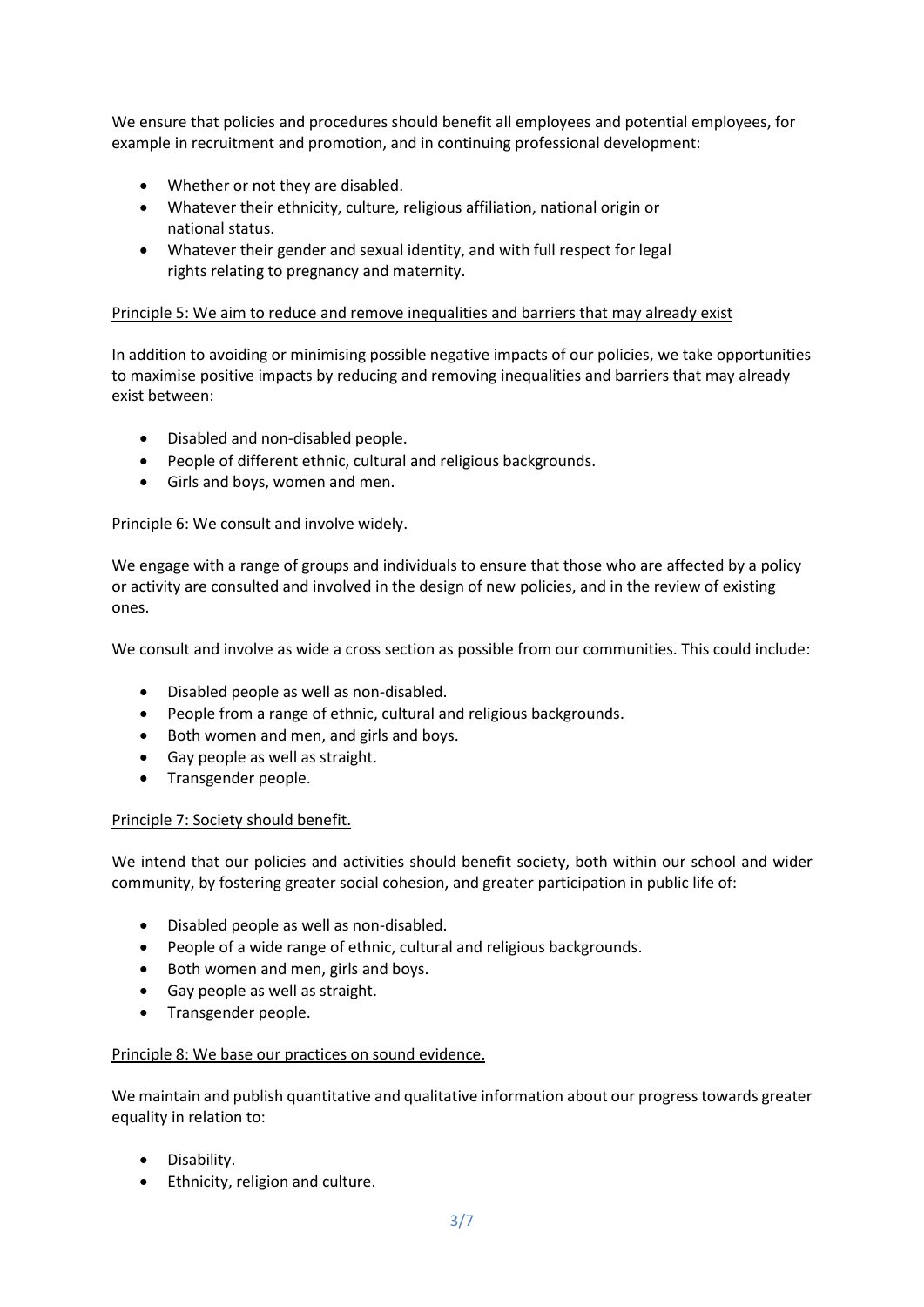We ensure that policies and procedures should benefit all employees and potential employees, for example in recruitment and promotion, and in continuing professional development:

- Whether or not they are disabled.
- Whatever their ethnicity, culture, religious affiliation, national origin or national status.
- Whatever their gender and sexual identity, and with full respect for legal rights relating to pregnancy and maternity.

<u>Principle 5: We aim to reduce and remove inequalities and barriers that may already exist</u>

In addition to avoiding or minimising possible negative impacts of our policies, we take opportunities to maximise positive impacts by reducing and removing inequalities and barriers that may already exist between:

- Disabled and non-disabled people.
- People of different ethnic, cultural and religious backgrounds.
- Girls and boys, women and men.

<u>Principle 6: We consult and involve widely.</u>

We engage with a range of groups and individuals to ensure that those who are affected by a policy or activity are consulted and involved in the design of new policies, and in the review of existing ones.

We consult and involve as wide a cross section as possible from our communities. This could include:

- Disabled people as well as non-disabled.
- People from a range of ethnic, cultural and religious backgrounds.
- Both women and men, and girls and boys.
- Gay people as well as straight.
- Transgender people.

<u>Principle 7: Society should benefit.</u>

We intend that our policies and activities should benefit society, both within our school and wider community, by fostering greater social cohesion, and greater participation in public life of:

- Disabled people as well as non-disabled.
- People of a wide range of ethnic, cultural and religious backgrounds.
- Both women and men, girls and boys.
- Gay people as well as straight.
- Transgender people.

<u>Principle 8: We base our practices on sound evidence.</u>

We maintain and publish quantitative and qualitative information about our progress towards greater equality in relation to:

- Disability.
- Ethnicity, religion and culture.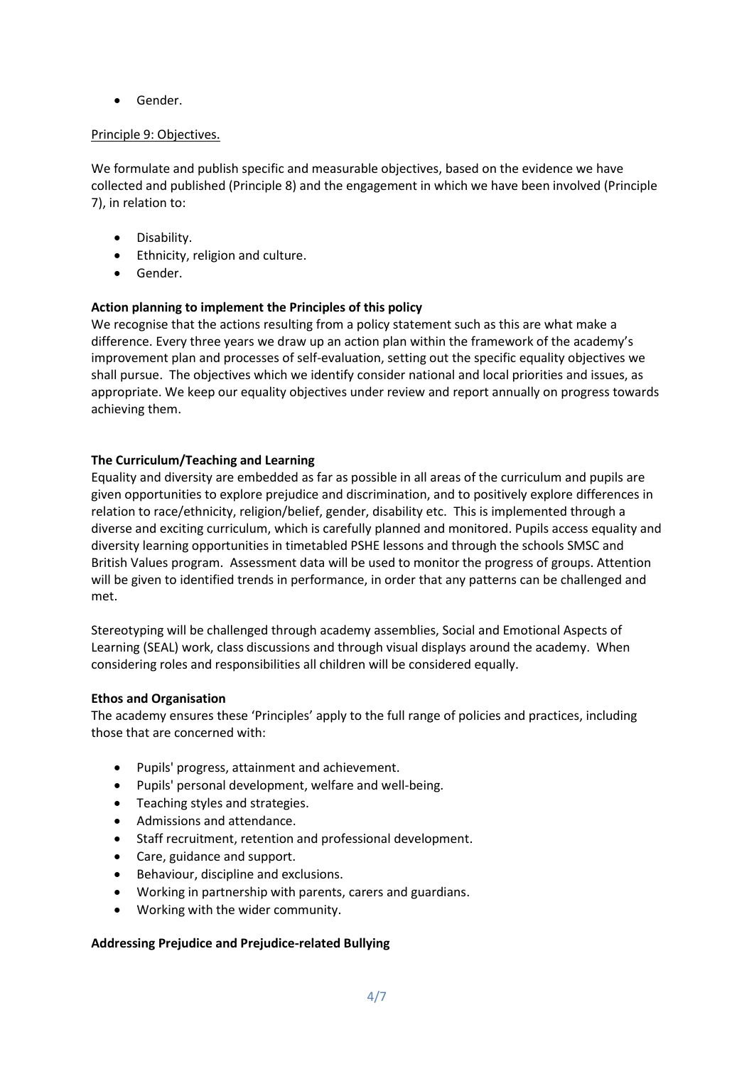- Gender.

Principle 9: Objectives.

We formulate and publish specific and measurable objectives, based on the evidence we have collected and published (Principle 8) and the engagement in which we have been involved (Principle 7), in relation to:

- Disability.
- Ethnicity, religion and culture.
- Gender.

**Action planning to implement the Principles of this policy**

We recognise that the actions resulting from a policy statement such as this are what make a difference. Every three years we draw up an action plan within the framework of the academy's improvement plan and processes of self-evaluation, setting out the specific equality objectives we shall pursue. The objectives which we identify consider national and local priorities and issues, as appropriate. We keep our equality objectives under review and report annually on progress towards achieving them.

**The Curriculum/Teaching and Learning**

Equality and diversity are embedded as far as possible in all areas of the curriculum and pupils are given opportunities to explore prejudice and discrimination, and to positively explore differences in relation to race/ethnicity, religion/belief, gender, disability etc. This is implemented through a diverse and exciting curriculum, which is carefully planned and monitored. Pupils access equality and diversity learning opportunities in timetabled PSHE lessons and through the schools SMSC and British Values program. Assessment data will be used to monitor the progress of groups. Attention will be given to identified trends in performance, in order that any patterns can be challenged and met.

Stereotyping will be challenged through academy assemblies, Social and Emotional Aspects of Learning (SEAL) work, class discussions and through visual displays around the academy. When considering roles and responsibilities all children will be considered equally.

**Ethos and Organisation**

The academy ensures these 'Principles' apply to the full range of policies and practices, including those that are concerned with:

- Pupils' progress, attainment and achievement.
- Pupils' personal development, welfare and well-being.
- Teaching styles and strategies.
- Admissions and attendance.
- Staff recruitment, retention and professional development.
- Care, guidance and support.
- Behaviour, discipline and exclusions.
- Working in partnership with parents, carers and guardians.
- Working with the wider community.

**Addressing Prejudice and Prejudice-related Bullying**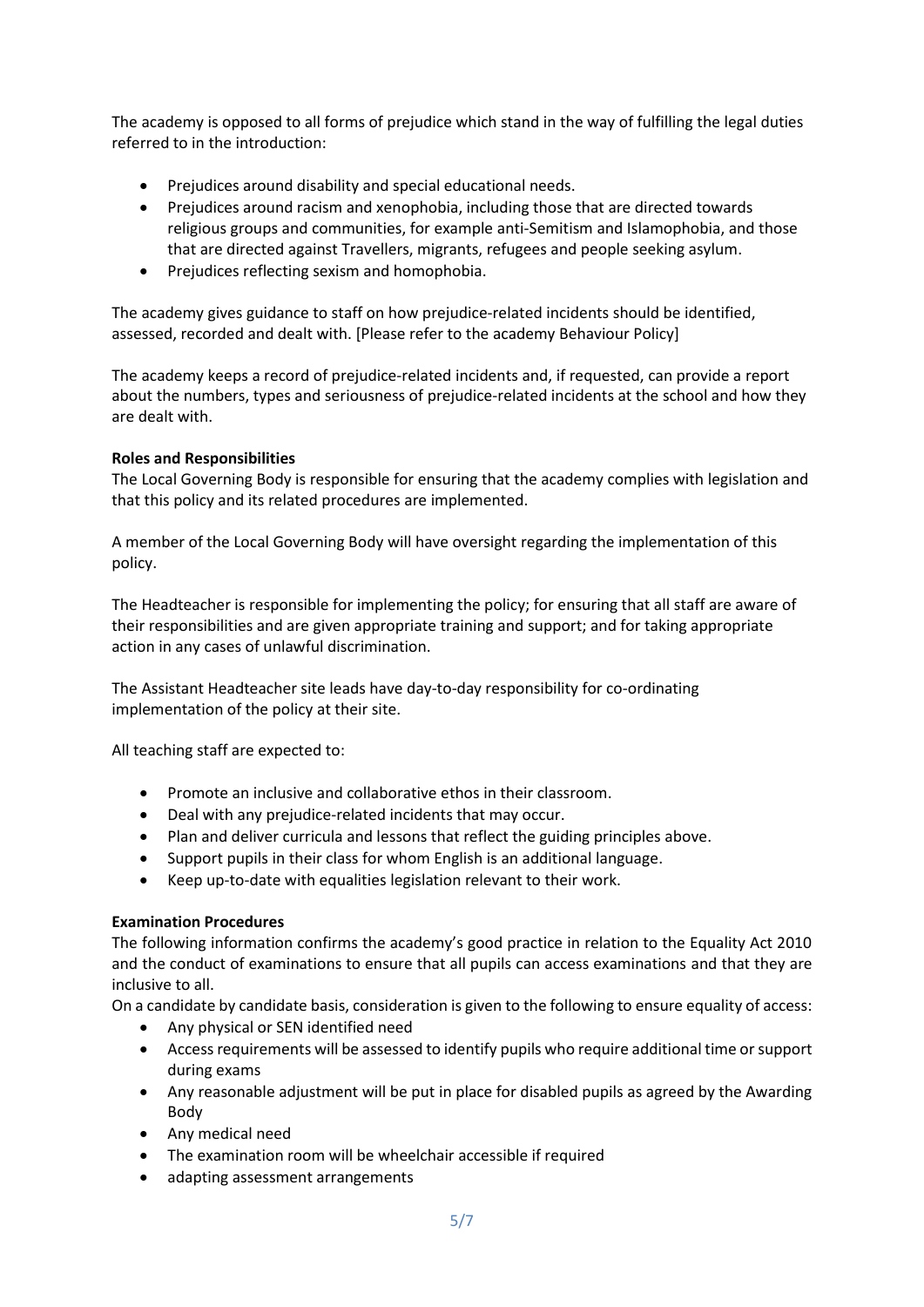The academy is opposed to all forms of prejudice which stand in the way of fulfilling the legal duties referred to in the introduction:

- Prejudices around disability and special educational needs.
- Prejudices around racism and xenophobia, including those that are directed towards religious groups and communities, for example anti-Semitism and Islamophobia, and those that are directed against Travellers, migrants, refugees and people seeking asylum.
- Prejudices reflecting sexism and homophobia.

The academy gives guidance to staff on how prejudice-related incidents should be identified, assessed, recorded and dealt with. [Please refer to the academy Behaviour Policy]

The academy keeps a record of prejudice-related incidents and, if requested, can provide a report about the numbers, types and seriousness of prejudice-related incidents at the school and how they are dealt with.

**Roles and Responsibilities**

The Local Governing Body is responsible for ensuring that the academy complies with legislation and that this policy and its related procedures are implemented.

A member of the Local Governing Body will have oversight regarding the implementation of this policy.

The Headteacher is responsible for implementing the policy; for ensuring that all staff are aware of their responsibilities and are given appropriate training and support; and for taking appropriate action in any cases of unlawful discrimination.

The Assistant Headteacher site leads have day-to-day responsibility for co-ordinating implementation of the policy at their site.

All teaching staff are expected to:

- Promote an inclusive and collaborative ethos in their classroom.
- Deal with any prejudice-related incidents that may occur.
- Plan and deliver curricula and lessons that reflect the guiding principles above.
- Support pupils in their class for whom English is an additional language.
- Keep up-to-date with equalities legislation relevant to their work.

**Examination Procedures**

The following information confirms the academy's good practice in relation to the Equality Act 2010 and the conduct of examinations to ensure that all pupils can access examinations and that they are inclusive to all.

On a candidate by candidate basis, consideration is given to the following to ensure equality of access:

- Any physical or SEN identified need
- Access requirements will be assessed to identify pupils who require additional time or support during exams
- Any reasonable adjustment will be put in place for disabled pupils as agreed by the Awarding Body
- Any medical need
- The examination room will be wheelchair accessible if required
- adapting assessment arrangements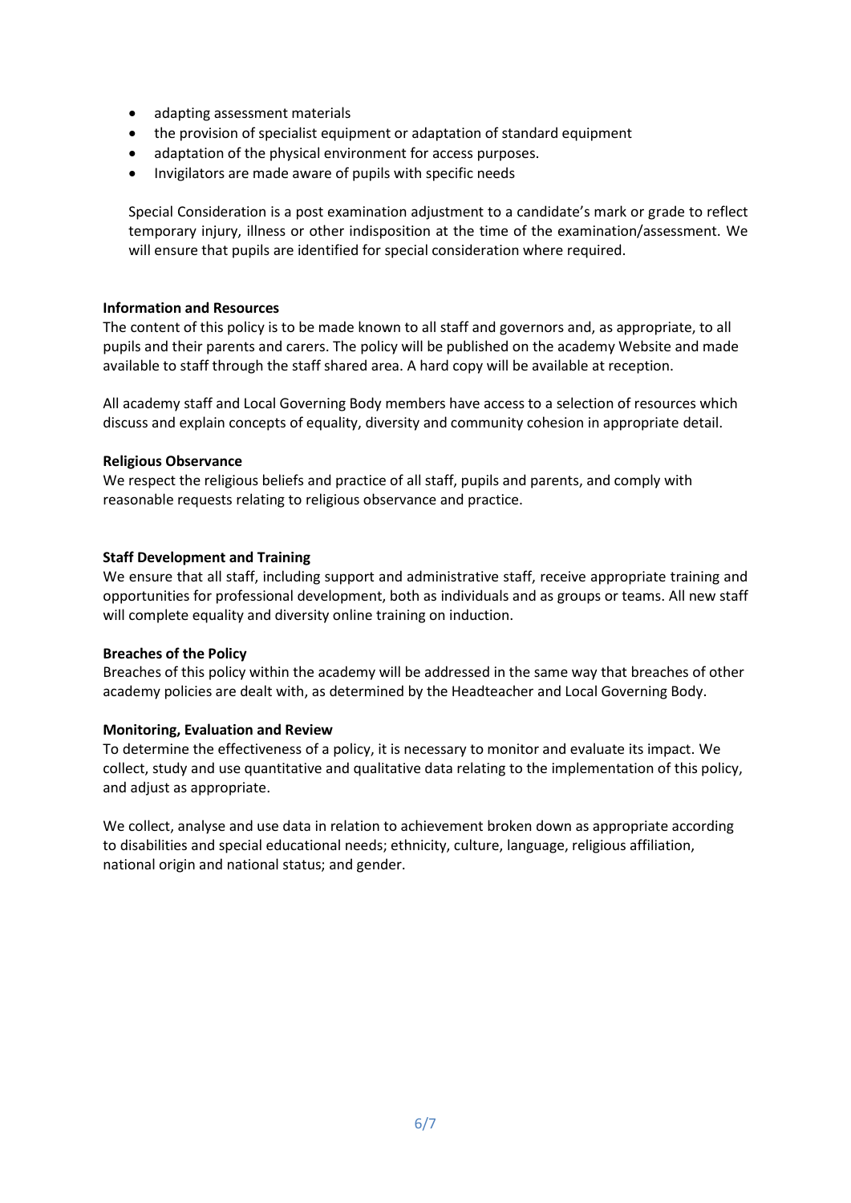- adapting assessment materials
- the provision of specialist equipment or adaptation of standard equipment
- adaptation of the physical environment for access purposes.
- Invigilators are made aware of pupils with specific needs

Special Consideration is a post examination adjustment to a candidate's mark or grade to reflect temporary injury, illness or other indisposition at the time of the examination/assessment. We will ensure that pupils are identified for special consideration where required.

**Information and Resources**

The content of this policy is to be made known to all staff and governors and, as appropriate, to all pupils and their parents and carers. The policy will be published on the academy Website and made available to staff through the staff shared area. A hard copy will be available at reception.

All academy staff and Local Governing Body members have access to a selection of resources which discuss and explain concepts of equality, diversity and community cohesion in appropriate detail.

**Religious Observance**

We respect the religious beliefs and practice of all staff, pupils and parents, and comply with reasonable requests relating to religious observance and practice.

**Staff Development and Training**

We ensure that all staff, including support and administrative staff, receive appropriate training and opportunities for professional development, both as individuals and as groups or teams. All new staff will complete equality and diversity online training on induction.

**Breaches of the Policy**

Breaches of this policy within the academy will be addressed in the same way that breaches of other academy policies are dealt with, as determined by the Headteacher and Local Governing Body.

**Monitoring, Evaluation and Review**

To determine the effectiveness of a policy, it is necessary to monitor and evaluate its impact. We collect, study and use quantitative and qualitative data relating to the implementation of this policy, and adjust as appropriate.

We collect, analyse and use data in relation to achievement broken down as appropriate according to disabilities and special educational needs; ethnicity, culture, language, religious affiliation, national origin and national status; and gender.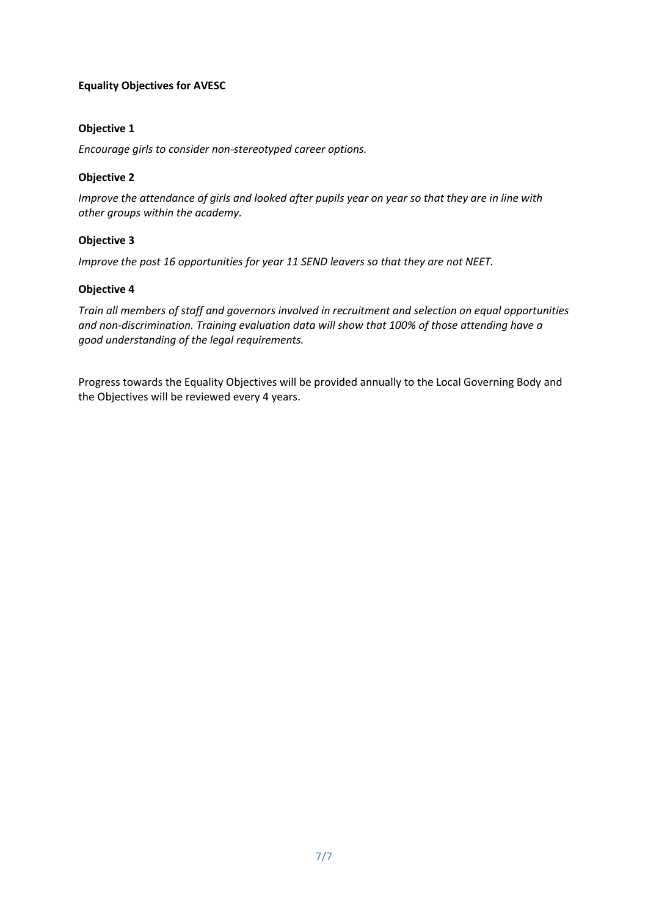**Equality Objectives for AVESC**

**Objective 1**

*Encourage girls to consider non-stereotyped career options.*

**Objective 2**

*Improve the attendance of girls and looked after pupils year on year so that they are in line with other groups within the academy.*

**Objective 3**

*Improve the post 16 opportunities for year 11 SEND leavers so that they are not NEET.*

**Objective 4**

*Train all members of staff and governors involved in recruitment and selection on equal opportunities and non-discrimination. Training evaluation data will show that 100% of those attending have a good understanding of the legal requirements.*

Progress towards the Equality Objectives will be provided annually to the Local Governing Body and the Objectives will be reviewed every 4 years.